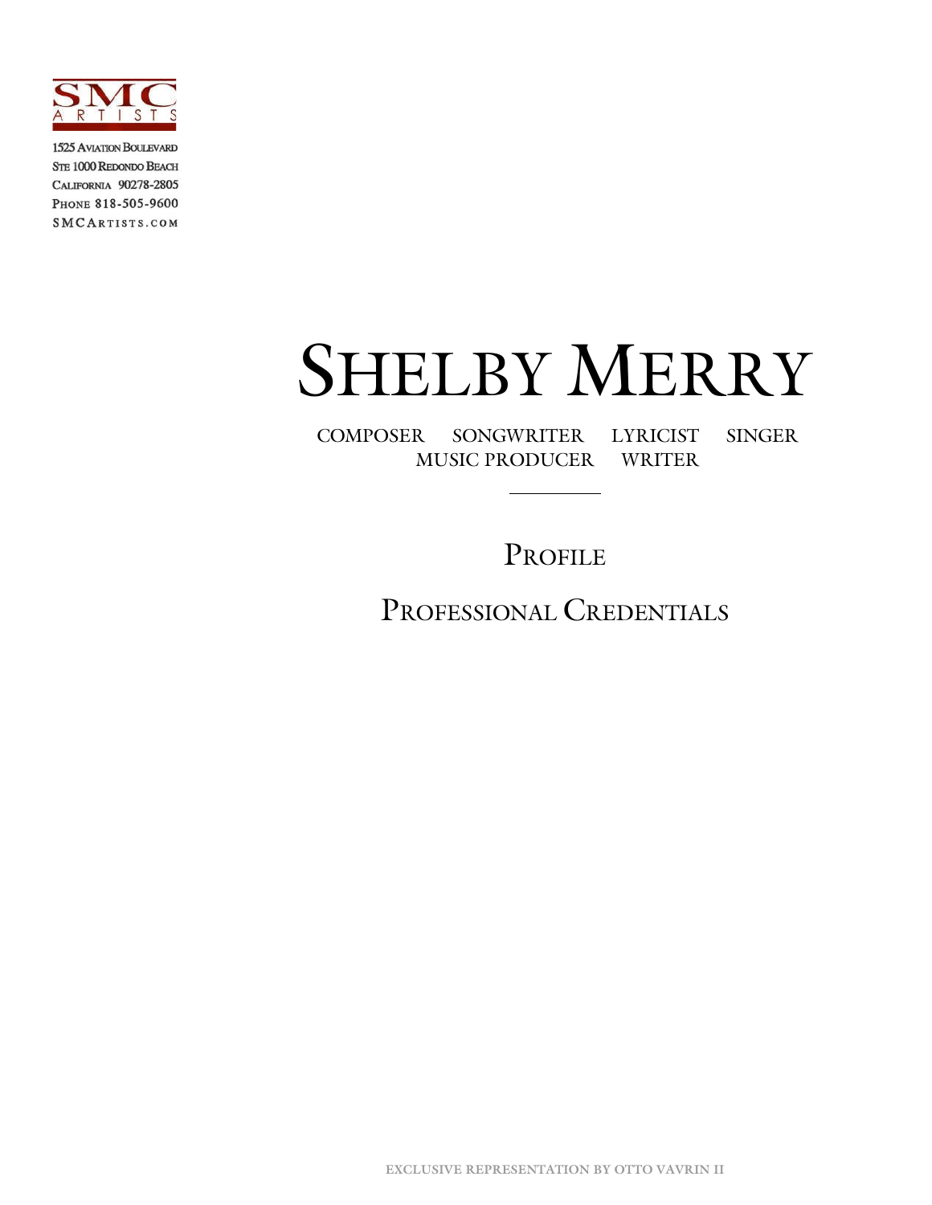SMC ARTISTS

1525 Aviation Boulevard
Ste 1000 Redondo Beach
California 90278-2805
Phone 818-505-9600
SMCArtists.com

# Shelby Merry

COMPOSER SONGWRITER LYRICIST SINGER
MUSIC PRODUCER WRITER

---

## Profile

## Professional Credentials

EXCLUSIVE REPRESENTATION BY OTTO VAVRIN II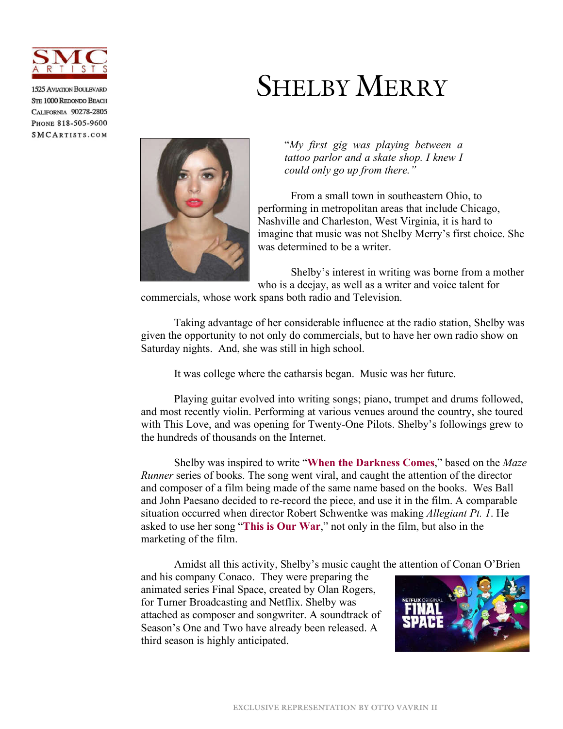SMC ARTISTS

1525 Aviation Boulevard
Ste 1000 Redondo Beach
California 90278-2805
Phone 818-505-9600
SMCArtists.com

# Shelby Merry

*"My first gig was playing between a tattoo parlor and a skate shop. I knew I could only go up from there."*

From a small town in southeastern Ohio, to performing in metropolitan areas that include Chicago, Nashville and Charleston, West Virginia, it is hard to imagine that music was not Shelby Merry's first choice. She was determined to be a writer.

Shelby's interest in writing was borne from a mother who is a deejay, as well as a writer and voice talent for commercials, whose work spans both radio and Television.

Taking advantage of her considerable influence at the radio station, Shelby was given the opportunity to not only do commercials, but to have her own radio show on Saturday nights. And, she was still in high school.

It was college where the catharsis began. Music was her future.

Playing guitar evolved into writing songs; piano, trumpet and drums followed, and most recently violin. Performing at various venues around the country, she toured with This Love, and was opening for Twenty-One Pilots. Shelby's followings grew to the hundreds of thousands on the Internet.

Shelby was inspired to write "**When the Darkness Comes**," based on the *Maze Runner* series of books. The song went viral, and caught the attention of the director and composer of a film being made of the same name based on the books. Wes Ball and John Paesano decided to re-record the piece, and use it in the film. A comparable situation occurred when director Robert Schwentke was making *Allegiant Pt. 1*. He asked to use her song "**This is Our War**," not only in the film, but also in the marketing of the film.

Amidst all this activity, Shelby's music caught the attention of Conan O'Brien and his company Conaco. They were preparing the animated series Final Space, created by Olan Rogers, for Turner Broadcasting and Netflix. Shelby was attached as composer and songwriter. A soundtrack of Season's One and Two have already been released. A third season is highly anticipated.

EXCLUSIVE REPRESENTATION BY OTTO VAVRIN II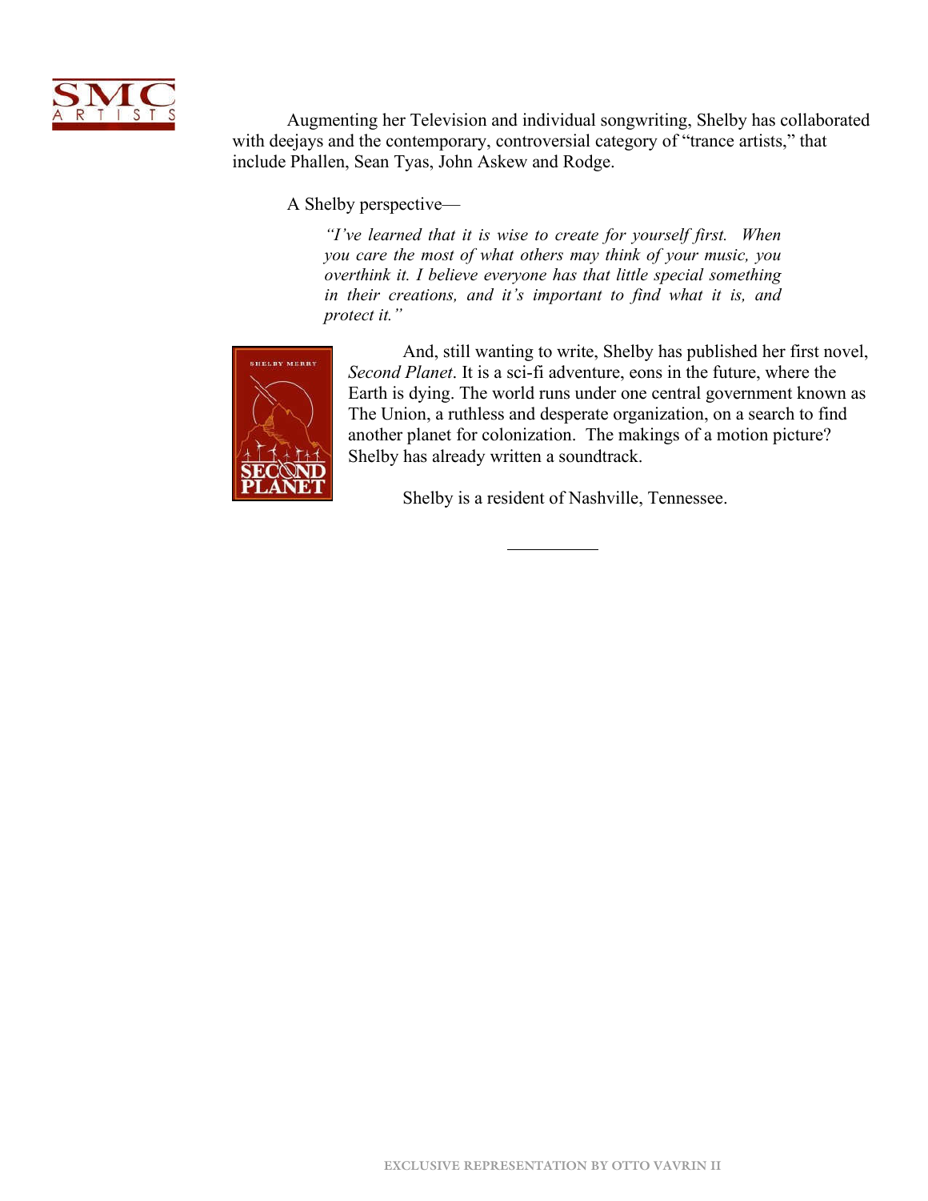Augmenting her Television and individual songwriting, Shelby has collaborated with deejays and the contemporary, controversial category of "trance artists," that include Phallen, Sean Tyas, John Askew and Rodge.

A Shelby perspective—

> *"I've learned that it is wise to create for yourself first. When you care the most of what others may think of your music, you overthink it. I believe everyone has that little special something in their creations, and it's important to find what it is, and protect it."*

And, still wanting to write, Shelby has published her first novel, *Second Planet*. It is a sci-fi adventure, eons in the future, where the Earth is dying. The world runs under one central government known as The Union, a ruthless and desperate organization, on a search to find another planet for colonization. The makings of a motion picture? Shelby has already written a soundtrack.

Shelby is a resident of Nashville, Tennessee.

---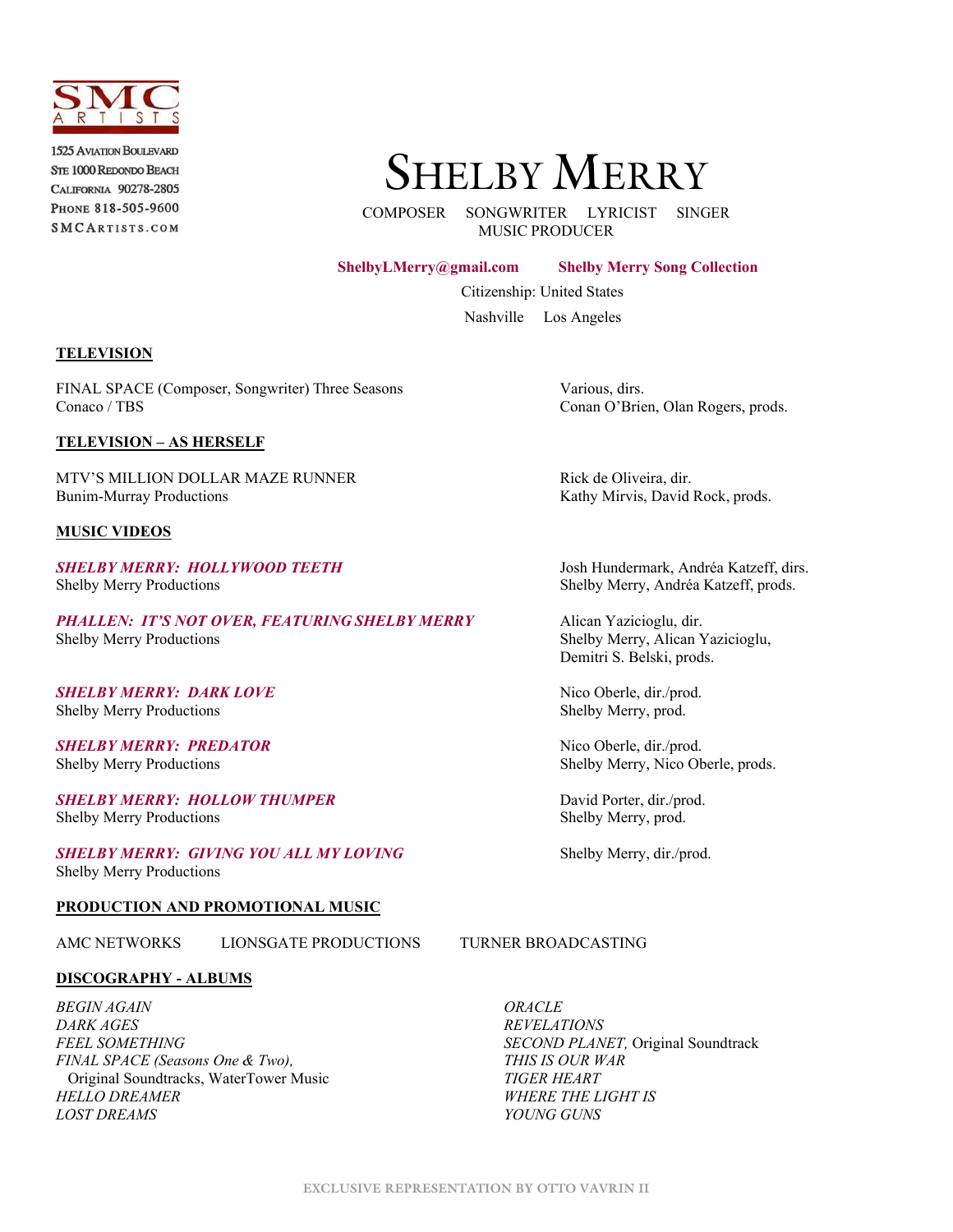SMC ARTISTS

1525 Aviation Boulevard
Ste 1000 Redondo Beach
California 90278-2805
Phone 818-505-9600
SMCArtists.com

# Shelby Merry

COMPOSER SONGWRITER LYRICIST SINGER
MUSIC PRODUCER

**ShelbyLMerry@gmail.com** **Shelby Merry Song Collection**

Citizenship: United States

Nashville Los Angeles

## TELEVISION

FINAL SPACE (Composer, Songwriter) Three Seasons — Various, dirs.
Conaco / TBS — Conan O'Brien, Olan Rogers, prods.

## TELEVISION – AS HERSELF

MTV'S MILLION DOLLAR MAZE RUNNER — Rick de Oliveira, dir.
Bunim-Murray Productions — Kathy Mirvis, David Rock, prods.

## MUSIC VIDEOS

***SHELBY MERRY: HOLLYWOOD TEETH*** — Josh Hundermark, Andréa Katzeff, dirs.
Shelby Merry Productions — Shelby Merry, Andréa Katzeff, prods.

***PHALLEN: IT'S NOT OVER, FEATURING SHELBY MERRY*** — Alican Yazicioglu, dir.
Shelby Merry Productions — Shelby Merry, Alican Yazicioglu, Demitri S. Belski, prods.

***SHELBY MERRY: DARK LOVE*** — Nico Oberle, dir./prod.
Shelby Merry Productions — Shelby Merry, prod.

***SHELBY MERRY: PREDATOR*** — Nico Oberle, dir./prod.
Shelby Merry Productions — Shelby Merry, Nico Oberle, prods.

***SHELBY MERRY: HOLLOW THUMPER*** — David Porter, dir./prod.
Shelby Merry Productions — Shelby Merry, prod.

***SHELBY MERRY: GIVING YOU ALL MY LOVING*** — Shelby Merry, dir./prod.
Shelby Merry Productions

## PRODUCTION AND PROMOTIONAL MUSIC

AMC NETWORKS LIONSGATE PRODUCTIONS TURNER BROADCASTING

## DISCOGRAPHY - ALBUMS

*BEGIN AGAIN*
*DARK AGES*
*FEEL SOMETHING*
*FINAL SPACE (Seasons One & Two),* Original Soundtracks, WaterTower Music
*HELLO DREAMER*
*LOST DREAMS*
*ORACLE*
*REVELATIONS*
*SECOND PLANET,* Original Soundtrack
*THIS IS OUR WAR*
*TIGER HEART*
*WHERE THE LIGHT IS*
*YOUNG GUNS*

EXCLUSIVE REPRESENTATION BY OTTO VAVRIN II